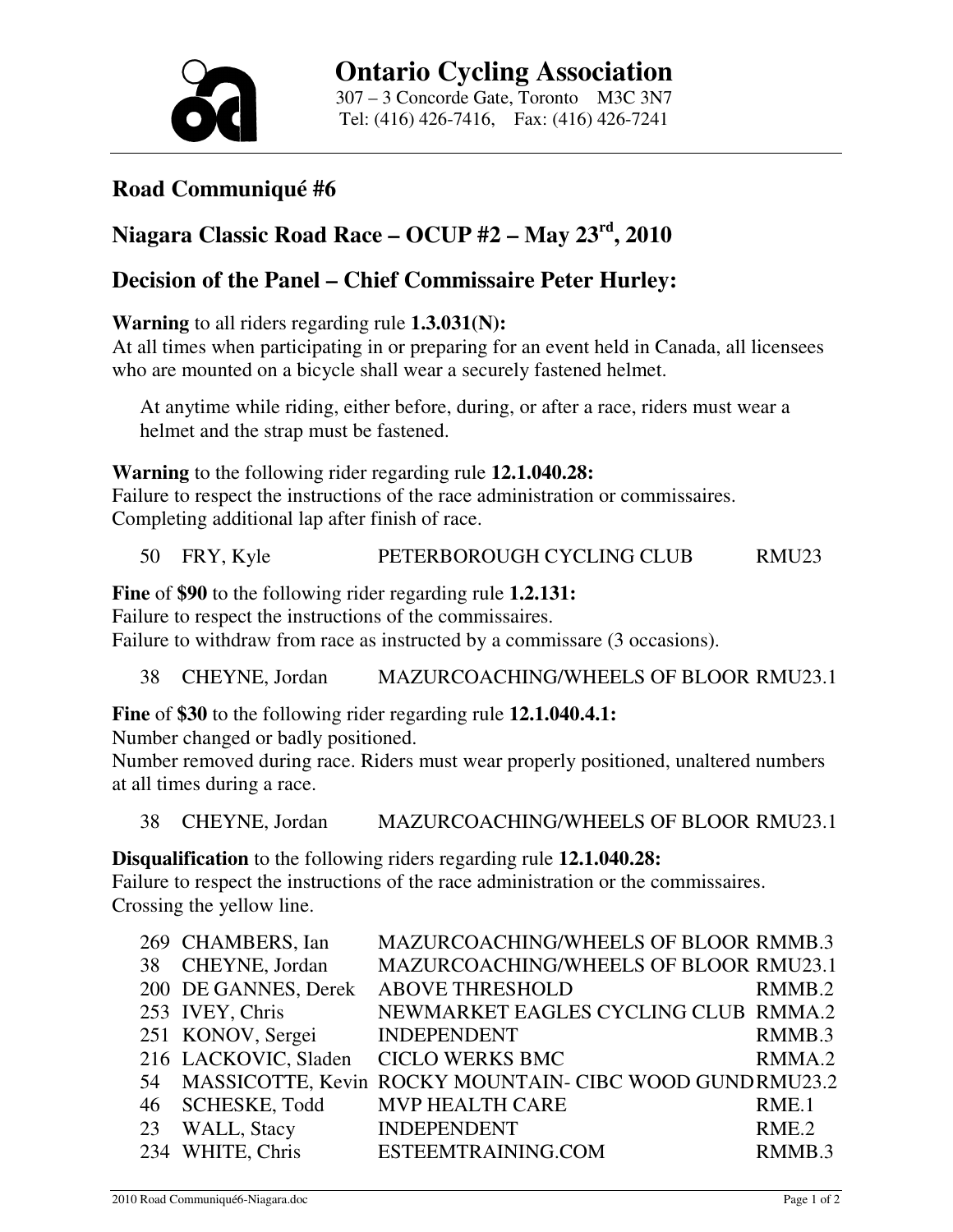# Ontario Cycling Association

307 – 3 Concorde Gate, Toronto M3C 3N7
Tel: (416) 426-7416, Fax: (416) 426-7241

## Road Communiqué #6

## Niagara Classic Road Race – OCUP #2 – May 23rd, 2010

## Decision of the Panel – Chief Commissaire Peter Hurley:

**Warning** to all riders regarding rule **1.3.031(N):**
At all times when participating in or preparing for an event held in Canada, all licensees who are mounted on a bicycle shall wear a securely fastened helmet.

At anytime while riding, either before, during, or after a race, riders must wear a helmet and the strap must be fastened.

**Warning** to the following rider regarding rule **12.1.040.28:**
Failure to respect the instructions of the race administration or commissaires.
Completing additional lap after finish of race.

| | | | |
|---|---|---|---|
| 50 | FRY, Kyle | PETERBOROUGH CYCLING CLUB | RMU23 |

**Fine** of **$90** to the following rider regarding rule **1.2.131:**
Failure to respect the instructions of the commissaires.
Failure to withdraw from race as instructed by a commissare (3 occasions).

| | | | |
|---|---|---|---|
| 38 | CHEYNE, Jordan | MAZURCOACHING/WHEELS OF BLOOR | RMU23.1 |

**Fine** of **$30** to the following rider regarding rule **12.1.040.4.1:**
Number changed or badly positioned.
Number removed during race. Riders must wear properly positioned, unaltered numbers at all times during a race.

| | | | |
|---|---|---|---|
| 38 | CHEYNE, Jordan | MAZURCOACHING/WHEELS OF BLOOR | RMU23.1 |

**Disqualification** to the following riders regarding rule **12.1.040.28:**
Failure to respect the instructions of the race administration or the commissaires.
Crossing the yellow line.

| | | | |
|---|---|---|---|
| 269 | CHAMBERS, Ian | MAZURCOACHING/WHEELS OF BLOOR | RMMB.3 |
| 38 | CHEYNE, Jordan | MAZURCOACHING/WHEELS OF BLOOR | RMU23.1 |
| 200 | DE GANNES, Derek | ABOVE THRESHOLD | RMMB.2 |
| 253 | IVEY, Chris | NEWMARKET EAGLES CYCLING CLUB | RMMA.2 |
| 251 | KONOV, Sergei | INDEPENDENT | RMMB.3 |
| 216 | LACKOVIC, Sladen | CICLO WERKS BMC | RMMA.2 |
| 54 | MASSICOTTE, Kevin | ROCKY MOUNTAIN- CIBC WOOD GUND | RMU23.2 |
| 46 | SCHESKE, Todd | MVP HEALTH CARE | RME.1 |
| 23 | WALL, Stacy | INDEPENDENT | RME.2 |
| 234 | WHITE, Chris | ESTEEMTRAINING.COM | RMMB.3 |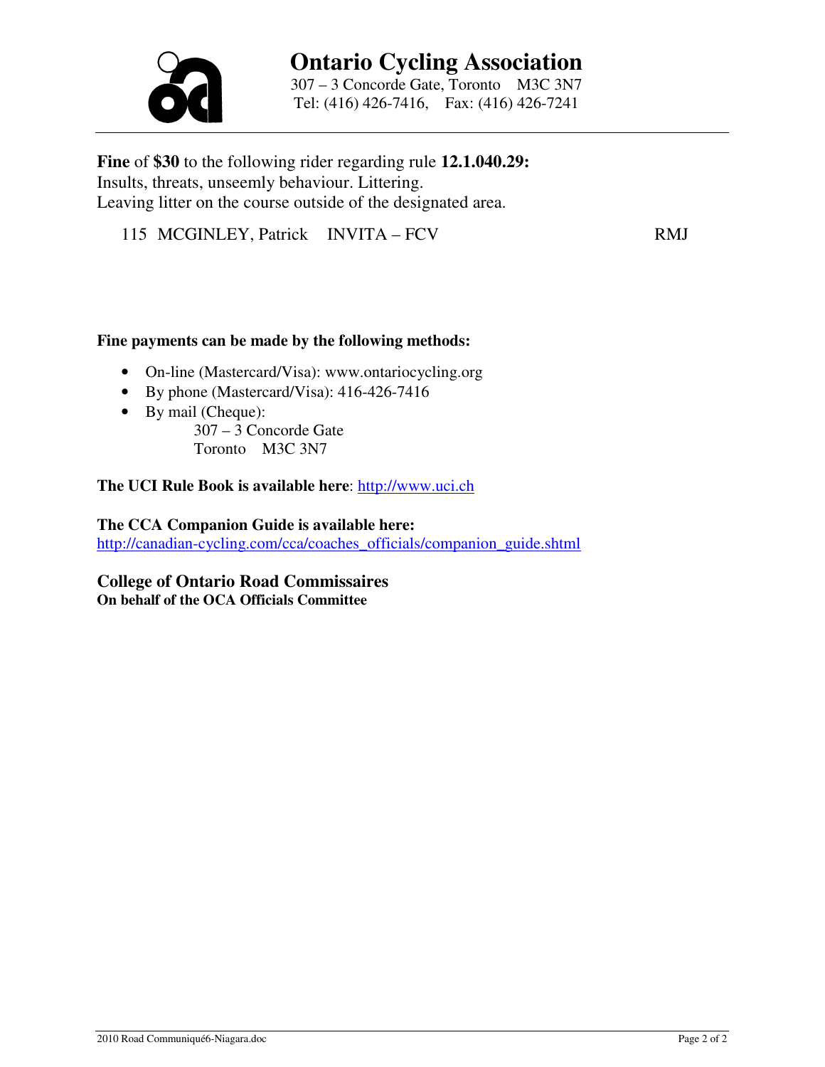# Ontario Cycling Association

307 – 3 Concorde Gate, Toronto M3C 3N7
Tel: (416) 426-7416, Fax: (416) 426-7241

---

**Fine** of **$30** to the following rider regarding rule **12.1.040.29:**
Insults, threats, unseemly behaviour. Littering.
Leaving litter on the course outside of the designated area.

| | | | |
|---|---|---|---|
| 115 | MCGINLEY, Patrick | INVITA – FCV | RMJ |

**Fine payments can be made by the following methods:**

- On-line (Mastercard/Visa): www.ontariocycling.org
- By phone (Mastercard/Visa): 416-426-7416
- By mail (Cheque):
  307 – 3 Concorde Gate
  Toronto M3C 3N7

**The UCI Rule Book is available here**: http://www.uci.ch

**The CCA Companion Guide is available here:**
http://canadian-cycling.com/cca/coaches_officials/companion_guide.shtml

**College of Ontario Road Commissaires**
**On behalf of the OCA Officials Committee**